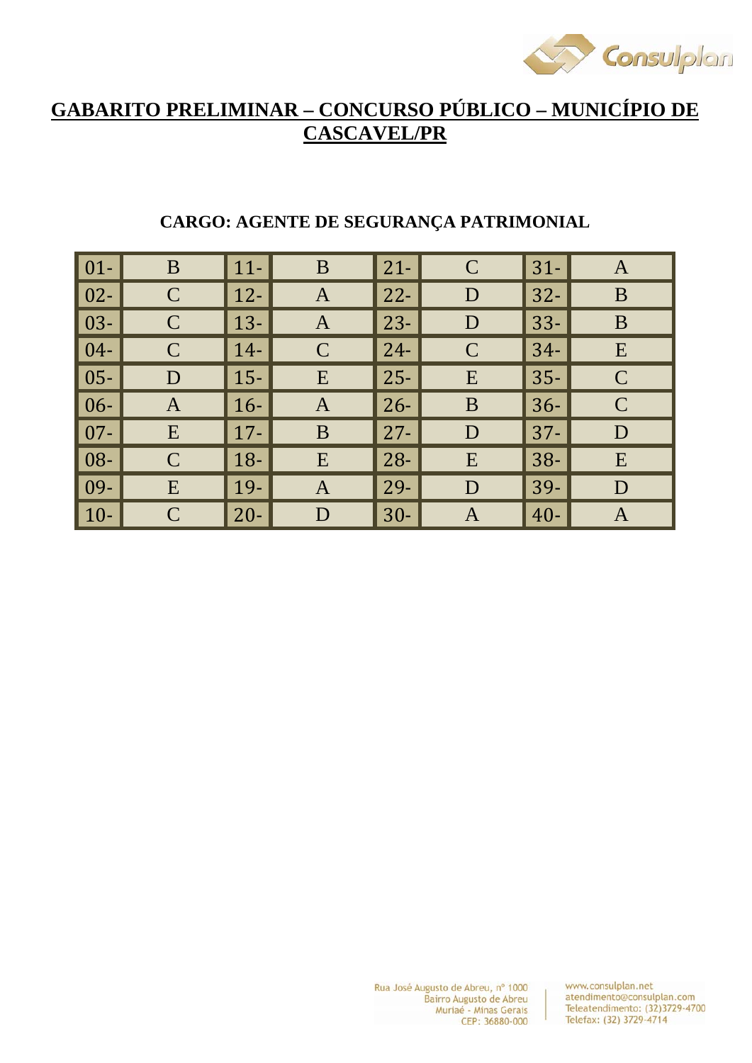# GABARITO PRELIMINAR – CONCURSO PÚBLICO – MUNICÍPIO DE CASCAVEL/PR

## CARGO: AGENTE DE SEGURANÇA PATRIMONIAL

| | | | | | | | |
|---|---|---|---|---|---|---|---|
| 01- | B | 11- | B | 21- | C | 31- | A |
| 02- | C | 12- | A | 22- | D | 32- | B |
| 03- | C | 13- | A | 23- | D | 33- | B |
| 04- | C | 14- | C | 24- | C | 34- | E |
| 05- | D | 15- | E | 25- | E | 35- | C |
| 06- | A | 16- | A | 26- | B | 36- | C |
| 07- | E | 17- | B | 27- | D | 37- | D |
| 08- | C | 18- | E | 28- | E | 38- | E |
| 09- | E | 19- | A | 29- | D | 39- | D |
| 10- | C | 20- | D | 30- | A | 40- | A |

Rua José Augusto de Abreu, nº 1000
Bairro Augusto de Abreu
Muriaé - Minas Gerais
CEP: 36880-000

www.consulplan.net
atendimento@consulplan.com
Teleatendimento: (32)3729-4700
Telefax: (32) 3729-4714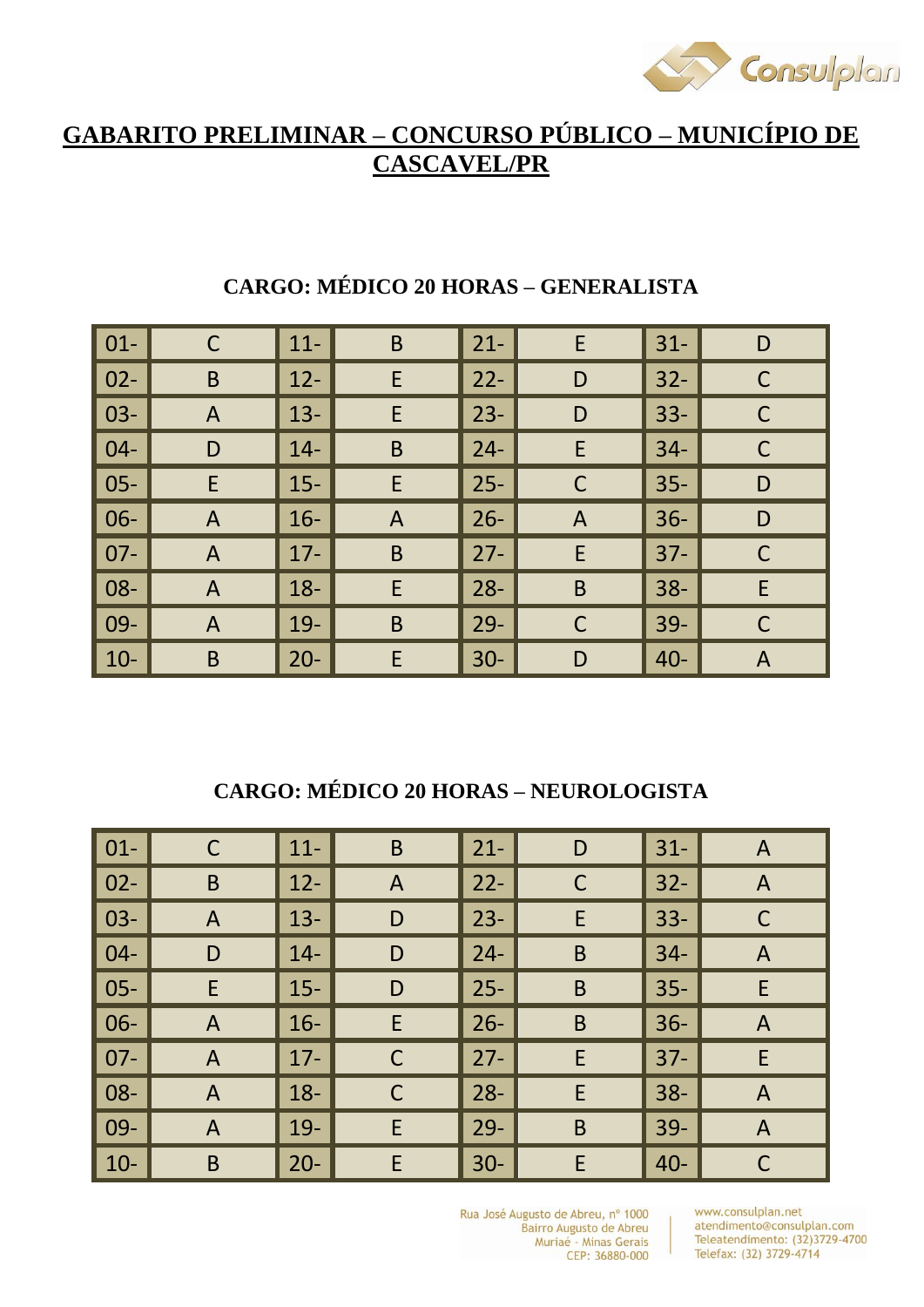# GABARITO PRELIMINAR – CONCURSO PÚBLICO – MUNICÍPIO DE CASCAVEL/PR

## CARGO: MÉDICO 20 HORAS – GENERALISTA

| | | | | | | | |
|---|---|---|---|---|---|---|---|
| 01- | C | 11- | B | 21- | E | 31- | D |
| 02- | B | 12- | E | 22- | D | 32- | C |
| 03- | A | 13- | E | 23- | D | 33- | C |
| 04- | D | 14- | B | 24- | E | 34- | C |
| 05- | E | 15- | E | 25- | C | 35- | D |
| 06- | A | 16- | A | 26- | A | 36- | D |
| 07- | A | 17- | B | 27- | E | 37- | C |
| 08- | A | 18- | E | 28- | B | 38- | E |
| 09- | A | 19- | B | 29- | C | 39- | C |
| 10- | B | 20- | E | 30- | D | 40- | A |

## CARGO: MÉDICO 20 HORAS – NEUROLOGISTA

| | | | | | | | |
|---|---|---|---|---|---|---|---|
| 01- | C | 11- | B | 21- | D | 31- | A |
| 02- | B | 12- | A | 22- | C | 32- | A |
| 03- | A | 13- | D | 23- | E | 33- | C |
| 04- | D | 14- | D | 24- | B | 34- | A |
| 05- | E | 15- | D | 25- | B | 35- | E |
| 06- | A | 16- | E | 26- | B | 36- | A |
| 07- | A | 17- | C | 27- | E | 37- | E |
| 08- | A | 18- | C | 28- | E | 38- | A |
| 09- | A | 19- | E | 29- | B | 39- | A |
| 10- | B | 20- | E | 30- | E | 40- | C |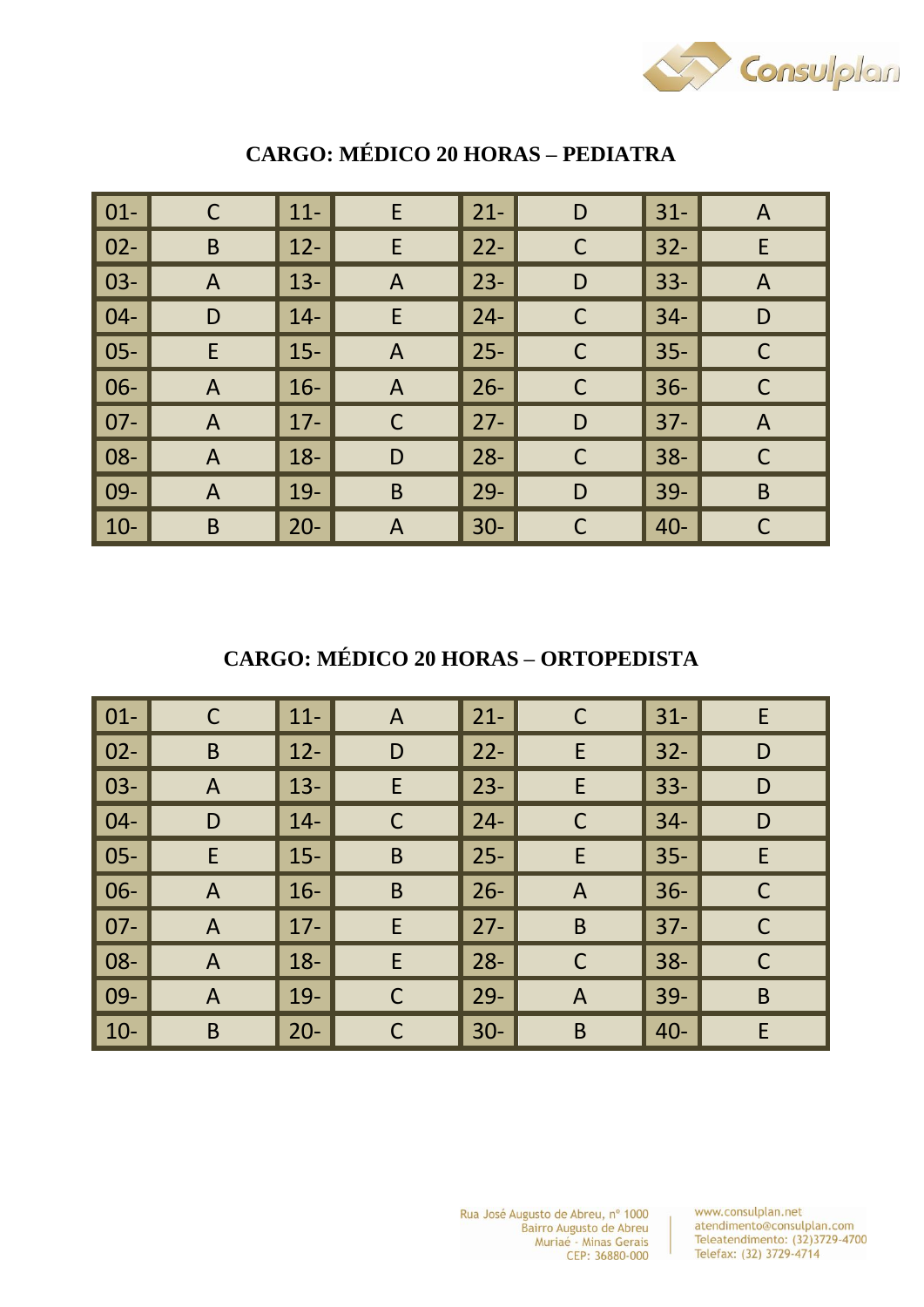## CARGO: MÉDICO 20 HORAS – PEDIATRA

| | | | | | | | |
|---|---|---|---|---|---|---|---|
| 01- | C | 11- | E | 21- | D | 31- | A |
| 02- | B | 12- | E | 22- | C | 32- | E |
| 03- | A | 13- | A | 23- | D | 33- | A |
| 04- | D | 14- | E | 24- | C | 34- | D |
| 05- | E | 15- | A | 25- | C | 35- | C |
| 06- | A | 16- | A | 26- | C | 36- | C |
| 07- | A | 17- | C | 27- | D | 37- | A |
| 08- | A | 18- | D | 28- | C | 38- | C |
| 09- | A | 19- | B | 29- | D | 39- | B |
| 10- | B | 20- | A | 30- | C | 40- | C |

## CARGO: MÉDICO 20 HORAS – ORTOPEDISTA

| | | | | | | | |
|---|---|---|---|---|---|---|---|
| 01- | C | 11- | A | 21- | C | 31- | E |
| 02- | B | 12- | D | 22- | E | 32- | D |
| 03- | A | 13- | E | 23- | E | 33- | D |
| 04- | D | 14- | C | 24- | C | 34- | D |
| 05- | E | 15- | B | 25- | E | 35- | E |
| 06- | A | 16- | B | 26- | A | 36- | C |
| 07- | A | 17- | E | 27- | B | 37- | C |
| 08- | A | 18- | E | 28- | C | 38- | C |
| 09- | A | 19- | C | 29- | A | 39- | B |
| 10- | B | 20- | C | 30- | B | 40- | E |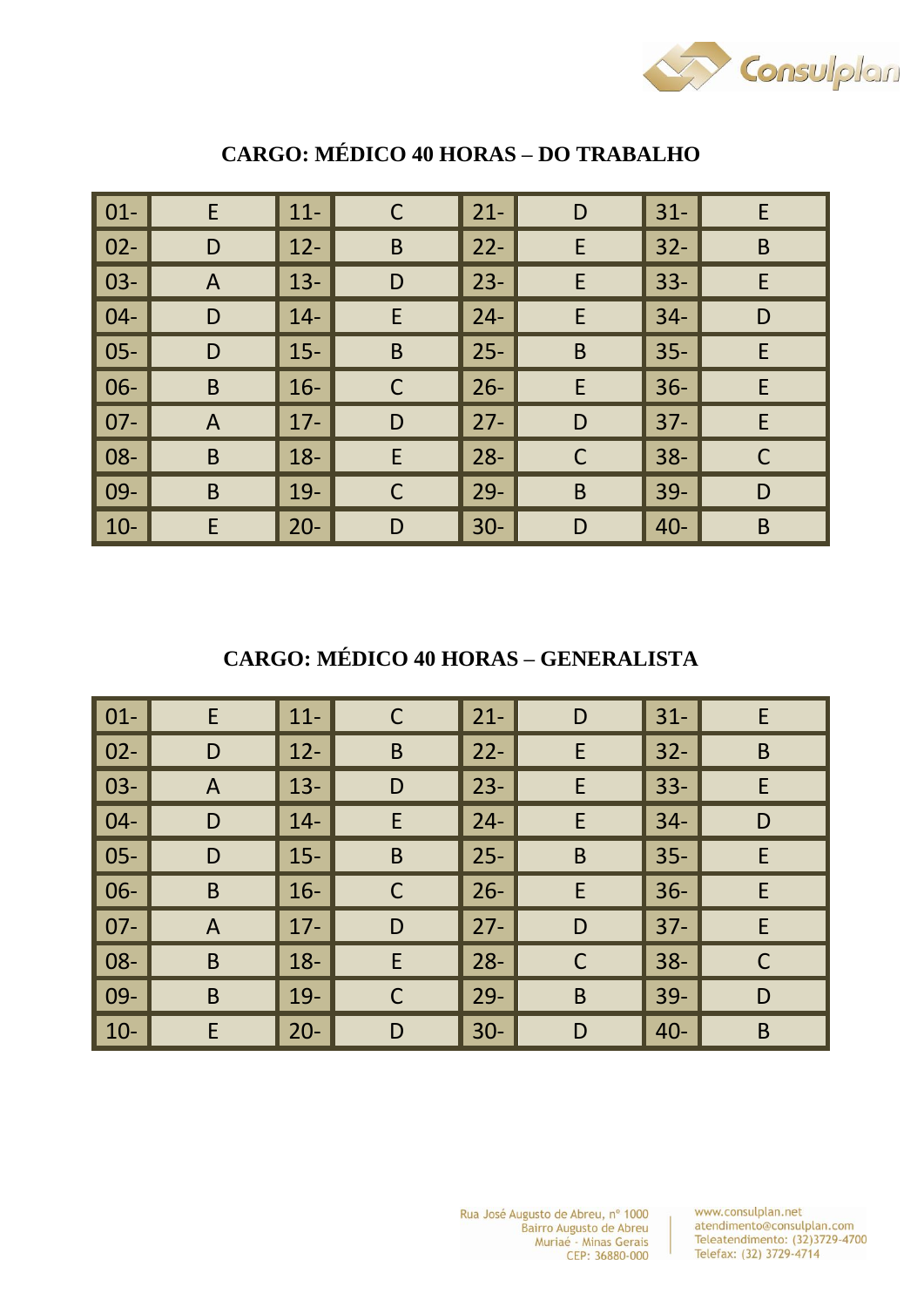## CARGO: MÉDICO 40 HORAS – DO TRABALHO

| | | | | | | | |
|---|---|---|---|---|---|---|---|
| 01- | E | 11- | C | 21- | D | 31- | E |
| 02- | D | 12- | B | 22- | E | 32- | B |
| 03- | A | 13- | D | 23- | E | 33- | E |
| 04- | D | 14- | E | 24- | E | 34- | D |
| 05- | D | 15- | B | 25- | B | 35- | E |
| 06- | B | 16- | C | 26- | E | 36- | E |
| 07- | A | 17- | D | 27- | D | 37- | E |
| 08- | B | 18- | E | 28- | C | 38- | C |
| 09- | B | 19- | C | 29- | B | 39- | D |
| 10- | E | 20- | D | 30- | D | 40- | B |

## CARGO: MÉDICO 40 HORAS – GENERALISTA

| | | | | | | | |
|---|---|---|---|---|---|---|---|
| 01- | E | 11- | C | 21- | D | 31- | E |
| 02- | D | 12- | B | 22- | E | 32- | B |
| 03- | A | 13- | D | 23- | E | 33- | E |
| 04- | D | 14- | E | 24- | E | 34- | D |
| 05- | D | 15- | B | 25- | B | 35- | E |
| 06- | B | 16- | C | 26- | E | 36- | E |
| 07- | A | 17- | D | 27- | D | 37- | E |
| 08- | B | 18- | E | 28- | C | 38- | C |
| 09- | B | 19- | C | 29- | B | 39- | D |
| 10- | E | 20- | D | 30- | D | 40- | B |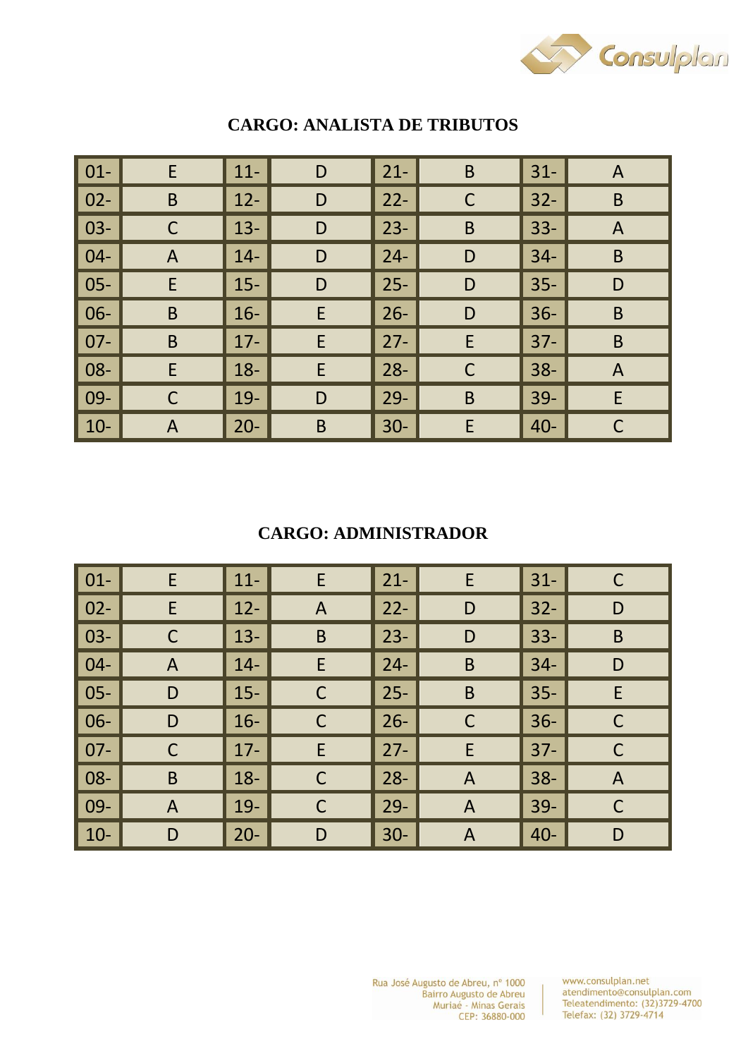## CARGO: ANALISTA DE TRIBUTOS

| | | | | | | | |
|---|---|---|---|---|---|---|---|
| 01- | E | 11- | D | 21- | B | 31- | A |
| 02- | B | 12- | D | 22- | C | 32- | B |
| 03- | C | 13- | D | 23- | B | 33- | A |
| 04- | A | 14- | D | 24- | D | 34- | B |
| 05- | E | 15- | D | 25- | D | 35- | D |
| 06- | B | 16- | E | 26- | D | 36- | B |
| 07- | B | 17- | E | 27- | E | 37- | B |
| 08- | E | 18- | E | 28- | C | 38- | A |
| 09- | C | 19- | D | 29- | B | 39- | E |
| 10- | A | 20- | B | 30- | E | 40- | C |

## CARGO: ADMINISTRADOR

| | | | | | | | |
|---|---|---|---|---|---|---|---|
| 01- | E | 11- | E | 21- | E | 31- | C |
| 02- | E | 12- | A | 22- | D | 32- | D |
| 03- | C | 13- | B | 23- | D | 33- | B |
| 04- | A | 14- | E | 24- | B | 34- | D |
| 05- | D | 15- | C | 25- | B | 35- | E |
| 06- | D | 16- | C | 26- | C | 36- | C |
| 07- | C | 17- | E | 27- | E | 37- | C |
| 08- | B | 18- | C | 28- | A | 38- | A |
| 09- | A | 19- | C | 29- | A | 39- | C |
| 10- | D | 20- | D | 30- | A | 40- | D |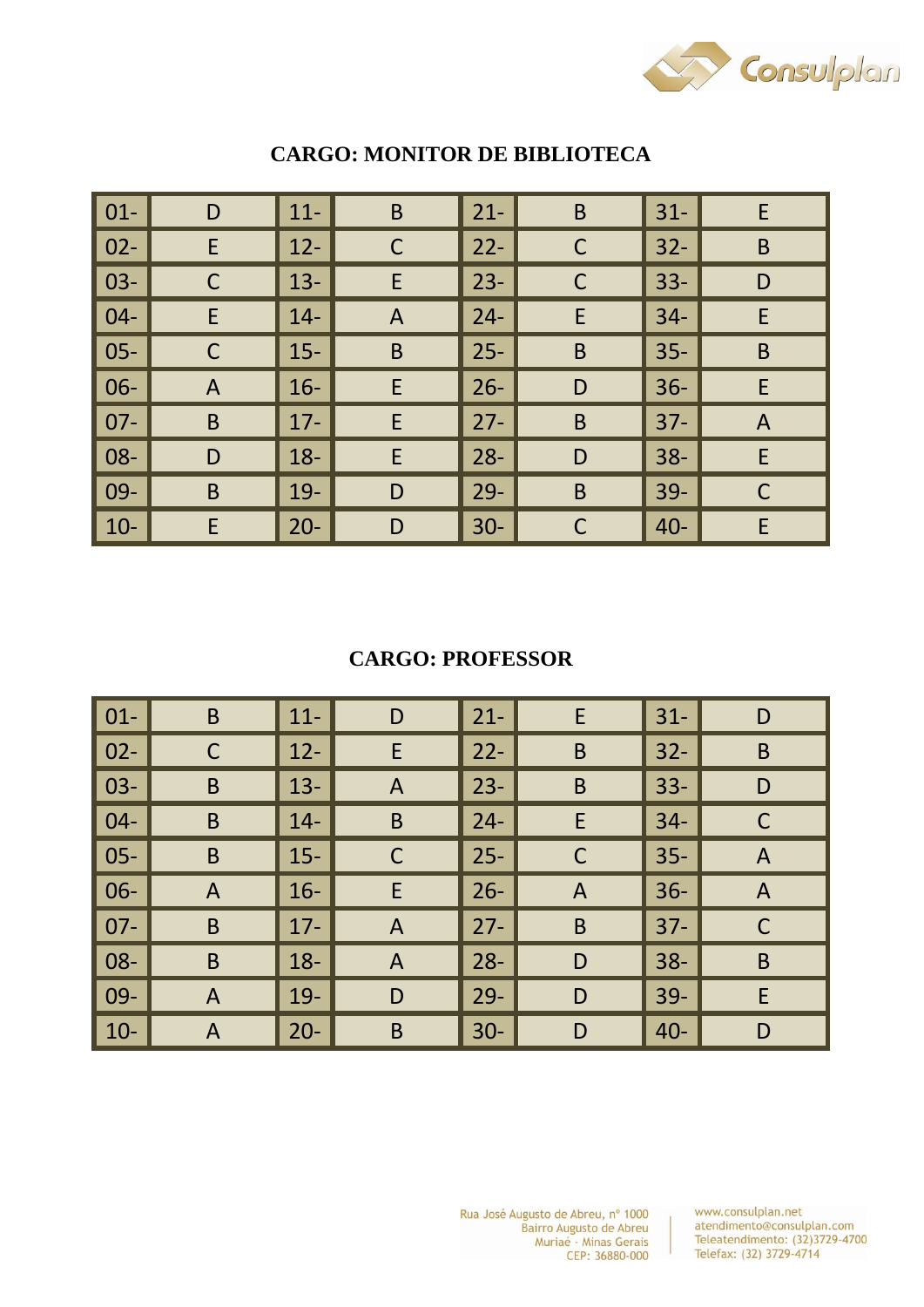**CARGO: MONITOR DE BIBLIOTECA**

| | | | | | | | |
|---|---|---|---|---|---|---|---|
| 01- | D | 11- | B | 21- | B | 31- | E |
| 02- | E | 12- | C | 22- | C | 32- | B |
| 03- | C | 13- | E | 23- | C | 33- | D |
| 04- | E | 14- | A | 24- | E | 34- | E |
| 05- | C | 15- | B | 25- | B | 35- | B |
| 06- | A | 16- | E | 26- | D | 36- | E |
| 07- | B | 17- | E | 27- | B | 37- | A |
| 08- | D | 18- | E | 28- | D | 38- | E |
| 09- | B | 19- | D | 29- | B | 39- | C |
| 10- | E | 20- | D | 30- | C | 40- | E |

**CARGO: PROFESSOR**

| | | | | | | | |
|---|---|---|---|---|---|---|---|
| 01- | B | 11- | D | 21- | E | 31- | D |
| 02- | C | 12- | E | 22- | B | 32- | B |
| 03- | B | 13- | A | 23- | B | 33- | D |
| 04- | B | 14- | B | 24- | E | 34- | C |
| 05- | B | 15- | C | 25- | C | 35- | A |
| 06- | A | 16- | E | 26- | A | 36- | A |
| 07- | B | 17- | A | 27- | B | 37- | C |
| 08- | B | 18- | A | 28- | D | 38- | B |
| 09- | A | 19- | D | 29- | D | 39- | E |
| 10- | A | 20- | B | 30- | D | 40- | D |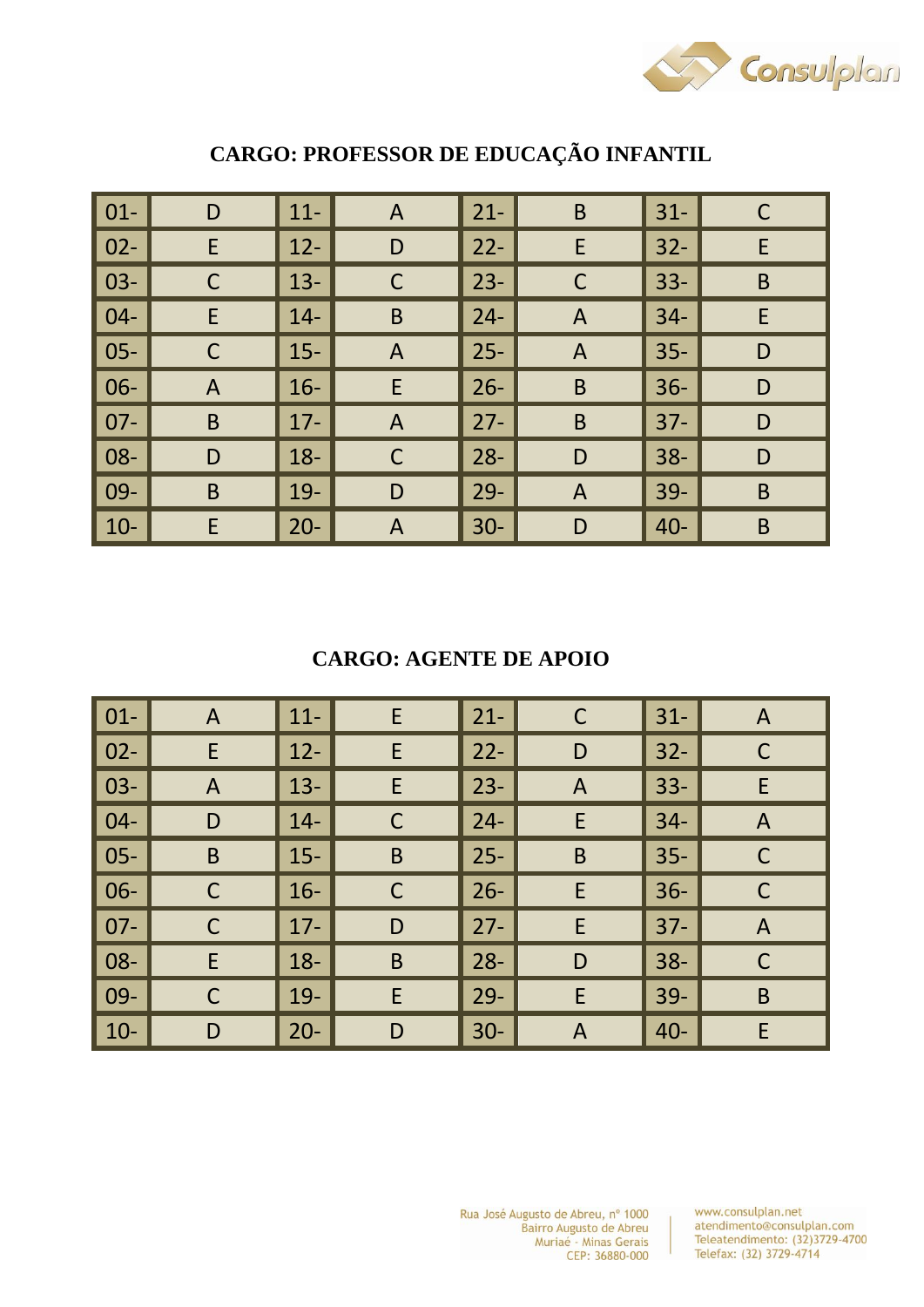## CARGO: PROFESSOR DE EDUCAÇÃO INFANTIL

| | | | | | | | |
|---|---|---|---|---|---|---|---|
| 01- | D | 11- | A | 21- | B | 31- | C |
| 02- | E | 12- | D | 22- | E | 32- | E |
| 03- | C | 13- | C | 23- | C | 33- | B |
| 04- | E | 14- | B | 24- | A | 34- | E |
| 05- | C | 15- | A | 25- | A | 35- | D |
| 06- | A | 16- | E | 26- | B | 36- | D |
| 07- | B | 17- | A | 27- | B | 37- | D |
| 08- | D | 18- | C | 28- | D | 38- | D |
| 09- | B | 19- | D | 29- | A | 39- | B |
| 10- | E | 20- | A | 30- | D | 40- | B |

## CARGO: AGENTE DE APOIO

| | | | | | | | |
|---|---|---|---|---|---|---|---|
| 01- | A | 11- | E | 21- | C | 31- | A |
| 02- | E | 12- | E | 22- | D | 32- | C |
| 03- | A | 13- | E | 23- | A | 33- | E |
| 04- | D | 14- | C | 24- | E | 34- | A |
| 05- | B | 15- | B | 25- | B | 35- | C |
| 06- | C | 16- | C | 26- | E | 36- | C |
| 07- | C | 17- | D | 27- | E | 37- | A |
| 08- | E | 18- | B | 28- | D | 38- | C |
| 09- | C | 19- | E | 29- | E | 39- | B |
| 10- | D | 20- | D | 30- | A | 40- | E |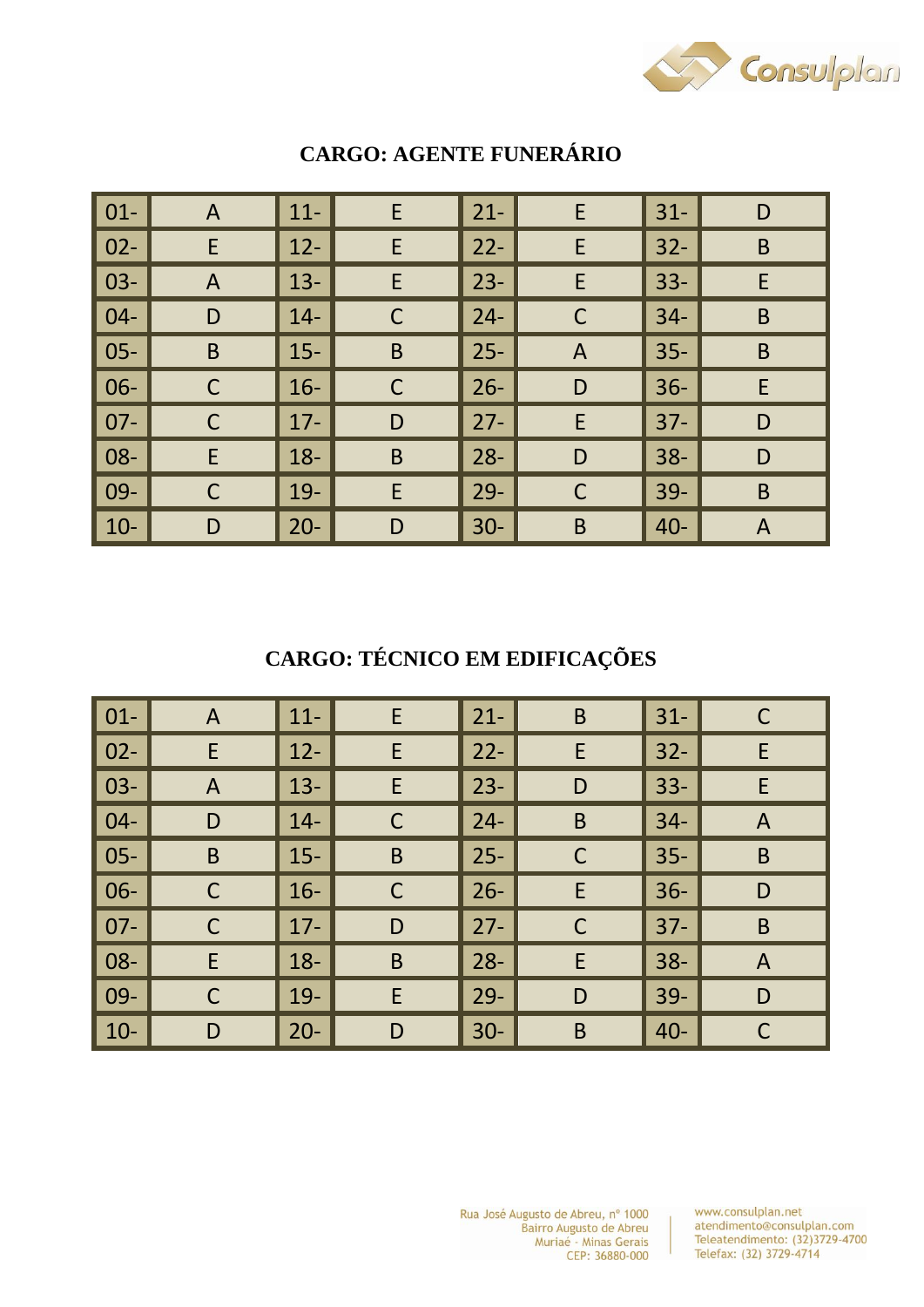**CARGO: AGENTE FUNERÁRIO**

| | | | | | | | |
|---|---|---|---|---|---|---|---|
| 01- | A | 11- | E | 21- | E | 31- | D |
| 02- | E | 12- | E | 22- | E | 32- | B |
| 03- | A | 13- | E | 23- | E | 33- | E |
| 04- | D | 14- | C | 24- | C | 34- | B |
| 05- | B | 15- | B | 25- | A | 35- | B |
| 06- | C | 16- | C | 26- | D | 36- | E |
| 07- | C | 17- | D | 27- | E | 37- | D |
| 08- | E | 18- | B | 28- | D | 38- | D |
| 09- | C | 19- | E | 29- | C | 39- | B |
| 10- | D | 20- | D | 30- | B | 40- | A |

**CARGO: TÉCNICO EM EDIFICAÇÕES**

| | | | | | | | |
|---|---|---|---|---|---|---|---|
| 01- | A | 11- | E | 21- | B | 31- | C |
| 02- | E | 12- | E | 22- | E | 32- | E |
| 03- | A | 13- | E | 23- | D | 33- | E |
| 04- | D | 14- | C | 24- | B | 34- | A |
| 05- | B | 15- | B | 25- | C | 35- | B |
| 06- | C | 16- | C | 26- | E | 36- | D |
| 07- | C | 17- | D | 27- | C | 37- | B |
| 08- | E | 18- | B | 28- | E | 38- | A |
| 09- | C | 19- | E | 29- | D | 39- | D |
| 10- | D | 20- | D | 30- | B | 40- | C |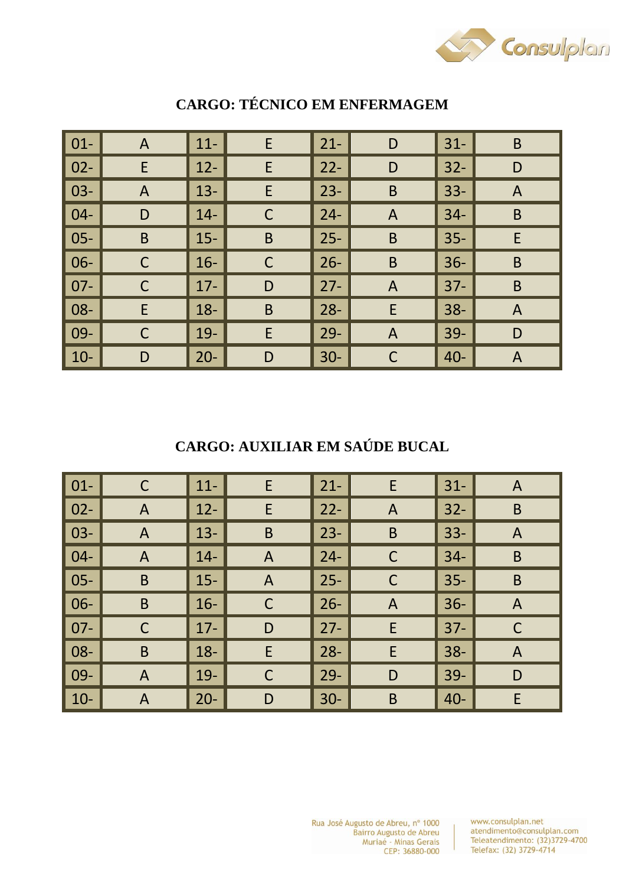## CARGO: TÉCNICO EM ENFERMAGEM

| | | | | | | | |
|---|---|---|---|---|---|---|---|
| 01- | A | 11- | E | 21- | D | 31- | B |
| 02- | E | 12- | E | 22- | D | 32- | D |
| 03- | A | 13- | E | 23- | B | 33- | A |
| 04- | D | 14- | C | 24- | A | 34- | B |
| 05- | B | 15- | B | 25- | B | 35- | E |
| 06- | C | 16- | C | 26- | B | 36- | B |
| 07- | C | 17- | D | 27- | A | 37- | B |
| 08- | E | 18- | B | 28- | E | 38- | A |
| 09- | C | 19- | E | 29- | A | 39- | D |
| 10- | D | 20- | D | 30- | C | 40- | A |

## CARGO: AUXILIAR EM SAÚDE BUCAL

| | | | | | | | |
|---|---|---|---|---|---|---|---|
| 01- | C | 11- | E | 21- | E | 31- | A |
| 02- | A | 12- | E | 22- | A | 32- | B |
| 03- | A | 13- | B | 23- | B | 33- | A |
| 04- | A | 14- | A | 24- | C | 34- | B |
| 05- | B | 15- | A | 25- | C | 35- | B |
| 06- | B | 16- | C | 26- | A | 36- | A |
| 07- | C | 17- | D | 27- | E | 37- | C |
| 08- | B | 18- | E | 28- | E | 38- | A |
| 09- | A | 19- | C | 29- | D | 39- | D |
| 10- | A | 20- | D | 30- | B | 40- | E |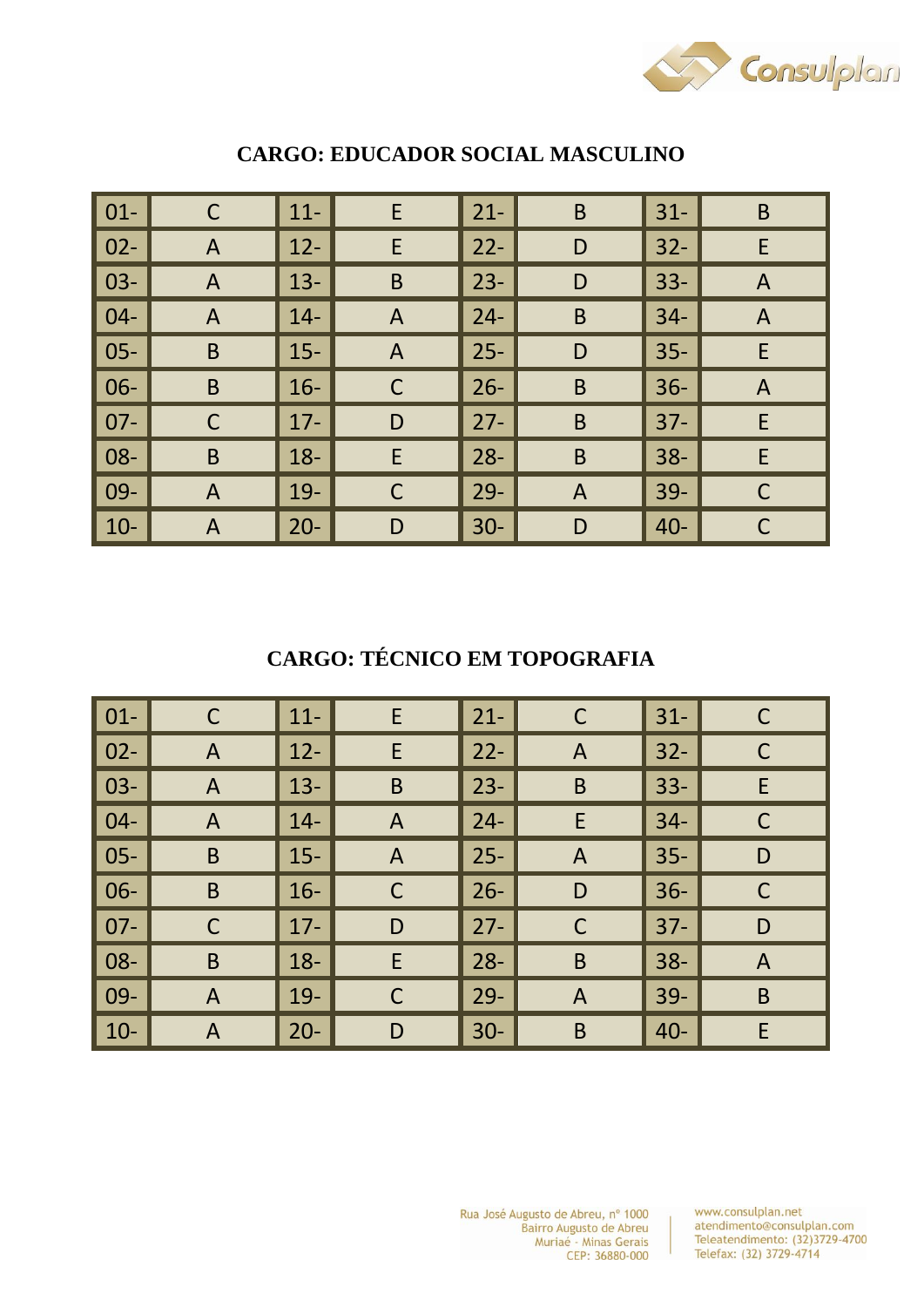**CARGO: EDUCADOR SOCIAL MASCULINO**

| | | | | | | | |
|---|---|---|---|---|---|---|---|
| 01- | C | 11- | E | 21- | B | 31- | B |
| 02- | A | 12- | E | 22- | D | 32- | E |
| 03- | A | 13- | B | 23- | D | 33- | A |
| 04- | A | 14- | A | 24- | B | 34- | A |
| 05- | B | 15- | A | 25- | D | 35- | E |
| 06- | B | 16- | C | 26- | B | 36- | A |
| 07- | C | 17- | D | 27- | B | 37- | E |
| 08- | B | 18- | E | 28- | B | 38- | E |
| 09- | A | 19- | C | 29- | A | 39- | C |
| 10- | A | 20- | D | 30- | D | 40- | C |

**CARGO: TÉCNICO EM TOPOGRAFIA**

| | | | | | | | |
|---|---|---|---|---|---|---|---|
| 01- | C | 11- | E | 21- | C | 31- | C |
| 02- | A | 12- | E | 22- | A | 32- | C |
| 03- | A | 13- | B | 23- | B | 33- | E |
| 04- | A | 14- | A | 24- | E | 34- | C |
| 05- | B | 15- | A | 25- | A | 35- | D |
| 06- | B | 16- | C | 26- | D | 36- | C |
| 07- | C | 17- | D | 27- | C | 37- | D |
| 08- | B | 18- | E | 28- | B | 38- | A |
| 09- | A | 19- | C | 29- | A | 39- | B |
| 10- | A | 20- | D | 30- | B | 40- | E |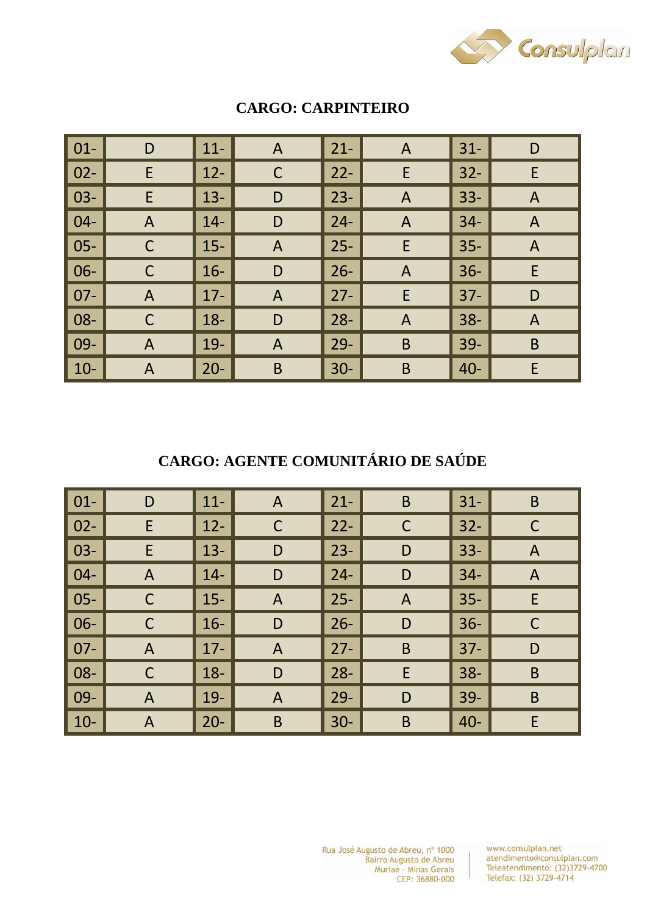## CARGO: CARPINTEIRO

| | | | | | | | |
|---|---|---|---|---|---|---|---|
| 01- | D | 11- | A | 21- | A | 31- | D |
| 02- | E | 12- | C | 22- | E | 32- | E |
| 03- | E | 13- | D | 23- | A | 33- | A |
| 04- | A | 14- | D | 24- | A | 34- | A |
| 05- | C | 15- | A | 25- | E | 35- | A |
| 06- | C | 16- | D | 26- | A | 36- | E |
| 07- | A | 17- | A | 27- | E | 37- | D |
| 08- | C | 18- | D | 28- | A | 38- | A |
| 09- | A | 19- | A | 29- | B | 39- | B |
| 10- | A | 20- | B | 30- | B | 40- | E |

## CARGO: AGENTE COMUNITÁRIO DE SAÚDE

| | | | | | | | |
|---|---|---|---|---|---|---|---|
| 01- | D | 11- | A | 21- | B | 31- | B |
| 02- | E | 12- | C | 22- | C | 32- | C |
| 03- | E | 13- | D | 23- | D | 33- | A |
| 04- | A | 14- | D | 24- | D | 34- | A |
| 05- | C | 15- | A | 25- | A | 35- | E |
| 06- | C | 16- | D | 26- | D | 36- | C |
| 07- | A | 17- | A | 27- | B | 37- | D |
| 08- | C | 18- | D | 28- | E | 38- | B |
| 09- | A | 19- | A | 29- | D | 39- | B |
| 10- | A | 20- | B | 30- | B | 40- | E |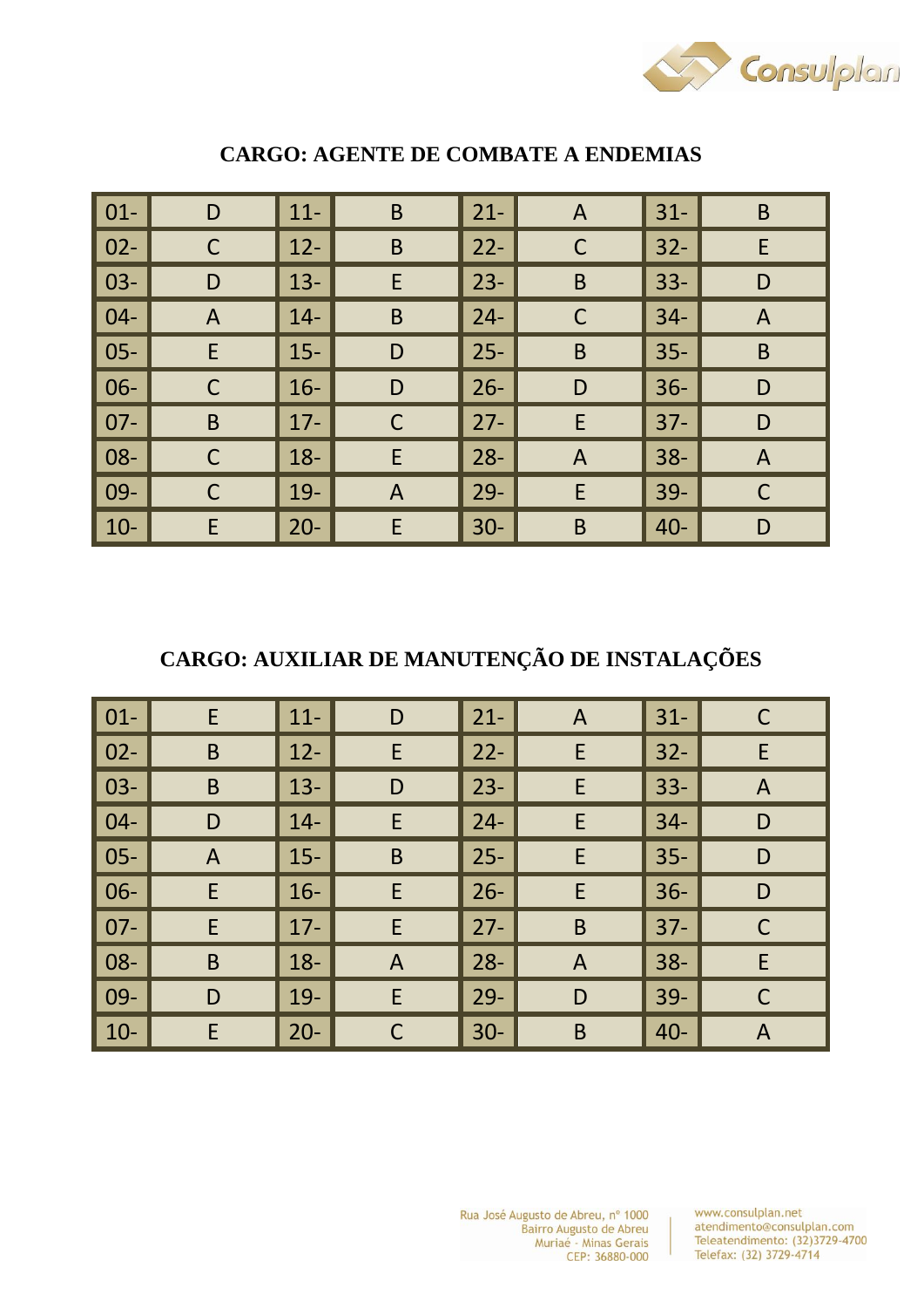## CARGO: AGENTE DE COMBATE A ENDEMIAS

| | | | | | | | |
|---|---|---|---|---|---|---|---|
| 01- | D | 11- | B | 21- | A | 31- | B |
| 02- | C | 12- | B | 22- | C | 32- | E |
| 03- | D | 13- | E | 23- | B | 33- | D |
| 04- | A | 14- | B | 24- | C | 34- | A |
| 05- | E | 15- | D | 25- | B | 35- | B |
| 06- | C | 16- | D | 26- | D | 36- | D |
| 07- | B | 17- | C | 27- | E | 37- | D |
| 08- | C | 18- | E | 28- | A | 38- | A |
| 09- | C | 19- | A | 29- | E | 39- | C |
| 10- | E | 20- | E | 30- | B | 40- | D |

## CARGO: AUXILIAR DE MANUTENÇÃO DE INSTALAÇÕES

| | | | | | | | |
|---|---|---|---|---|---|---|---|
| 01- | E | 11- | D | 21- | A | 31- | C |
| 02- | B | 12- | E | 22- | E | 32- | E |
| 03- | B | 13- | D | 23- | E | 33- | A |
| 04- | D | 14- | E | 24- | E | 34- | D |
| 05- | A | 15- | B | 25- | E | 35- | D |
| 06- | E | 16- | E | 26- | E | 36- | D |
| 07- | E | 17- | E | 27- | B | 37- | C |
| 08- | B | 18- | A | 28- | A | 38- | E |
| 09- | D | 19- | E | 29- | D | 39- | C |
| 10- | E | 20- | C | 30- | B | 40- | A |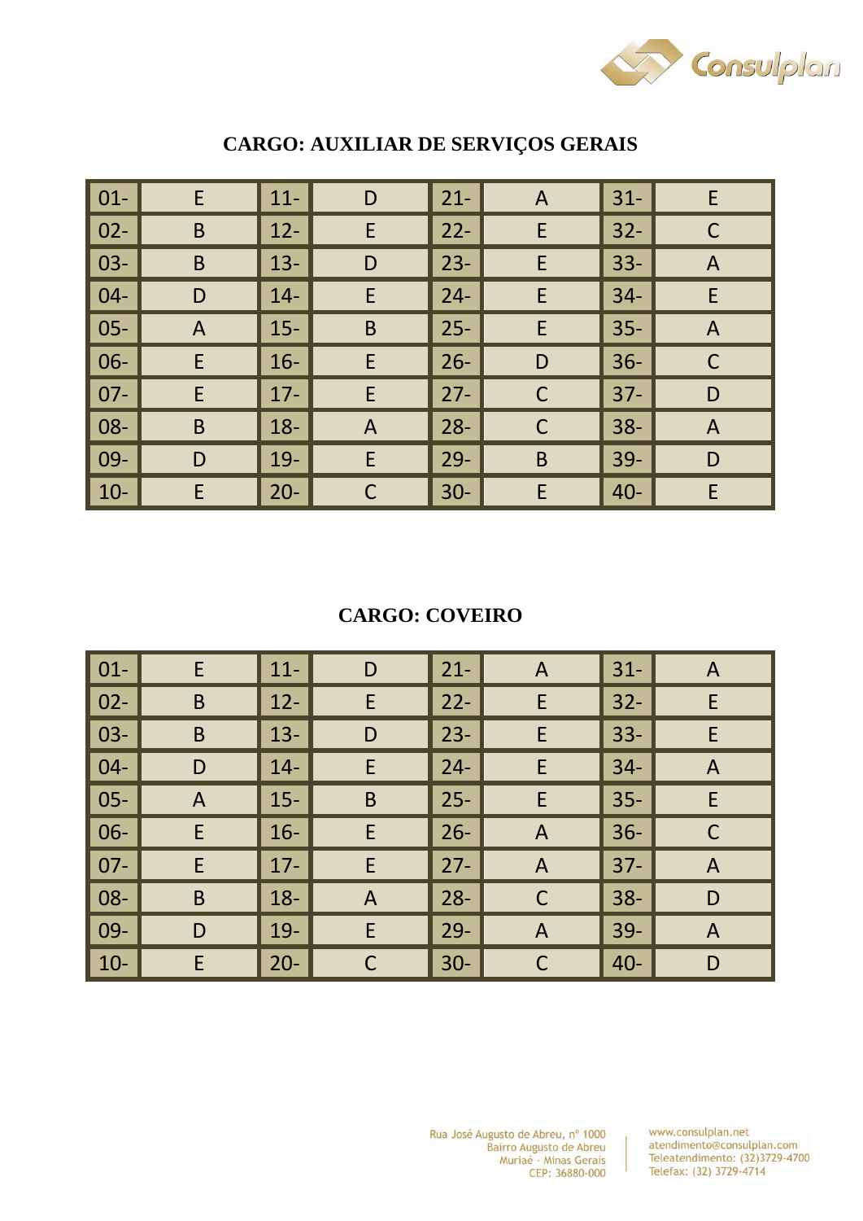### CARGO: AUXILIAR DE SERVIÇOS GERAIS

| | | | | | | | |
|---|---|---|---|---|---|---|---|
| 01- | E | 11- | D | 21- | A | 31- | E |
| 02- | B | 12- | E | 22- | E | 32- | C |
| 03- | B | 13- | D | 23- | E | 33- | A |
| 04- | D | 14- | E | 24- | E | 34- | E |
| 05- | A | 15- | B | 25- | E | 35- | A |
| 06- | E | 16- | E | 26- | D | 36- | C |
| 07- | E | 17- | E | 27- | C | 37- | D |
| 08- | B | 18- | A | 28- | C | 38- | A |
| 09- | D | 19- | E | 29- | B | 39- | D |
| 10- | E | 20- | C | 30- | E | 40- | E |

### CARGO: COVEIRO

| | | | | | | | |
|---|---|---|---|---|---|---|---|
| 01- | E | 11- | D | 21- | A | 31- | A |
| 02- | B | 12- | E | 22- | E | 32- | E |
| 03- | B | 13- | D | 23- | E | 33- | E |
| 04- | D | 14- | E | 24- | E | 34- | A |
| 05- | A | 15- | B | 25- | E | 35- | E |
| 06- | E | 16- | E | 26- | A | 36- | C |
| 07- | E | 17- | E | 27- | A | 37- | A |
| 08- | B | 18- | A | 28- | C | 38- | D |
| 09- | D | 19- | E | 29- | A | 39- | A |
| 10- | E | 20- | C | 30- | C | 40- | D |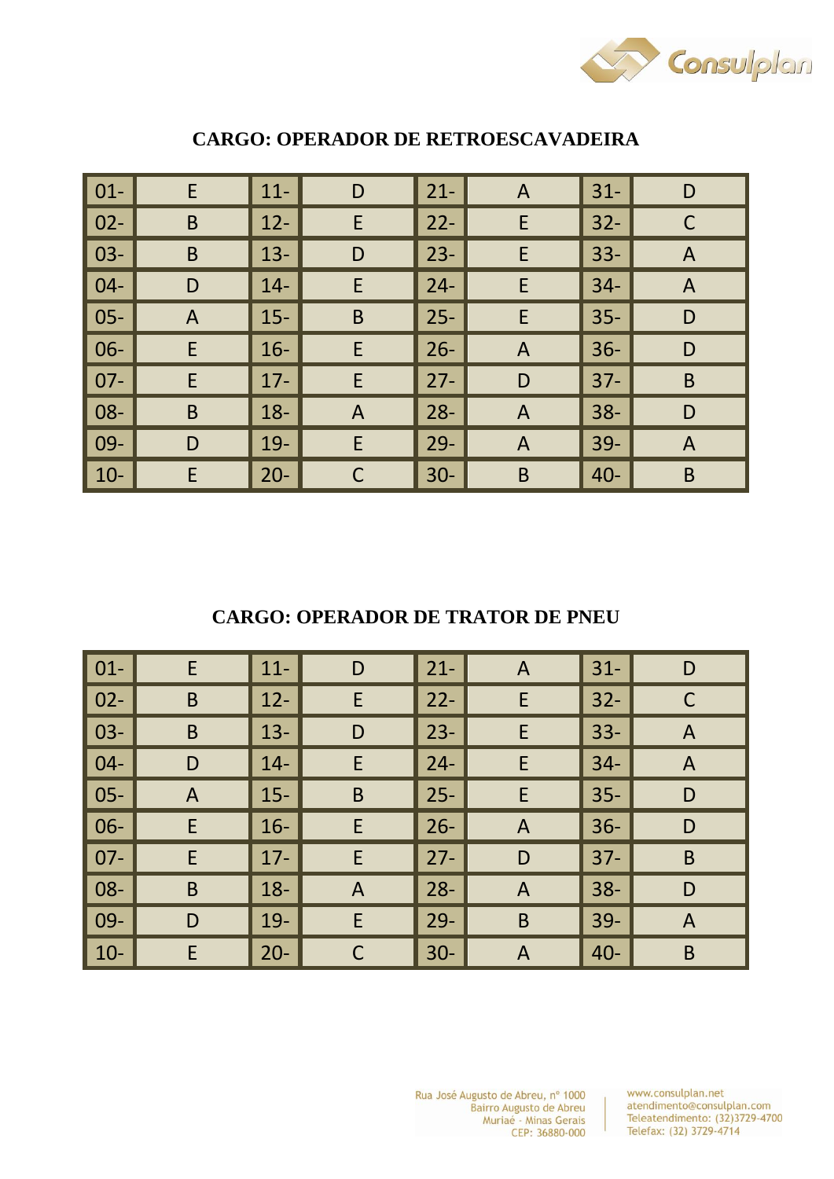## CARGO: OPERADOR DE RETROESCAVADEIRA

| | | | | | | | |
|---|---|---|---|---|---|---|---|
| 01- | E | 11- | D | 21- | A | 31- | D |
| 02- | B | 12- | E | 22- | E | 32- | C |
| 03- | B | 13- | D | 23- | E | 33- | A |
| 04- | D | 14- | E | 24- | E | 34- | A |
| 05- | A | 15- | B | 25- | E | 35- | D |
| 06- | E | 16- | E | 26- | A | 36- | D |
| 07- | E | 17- | E | 27- | D | 37- | B |
| 08- | B | 18- | A | 28- | A | 38- | D |
| 09- | D | 19- | E | 29- | A | 39- | A |
| 10- | E | 20- | C | 30- | B | 40- | B |

## CARGO: OPERADOR DE TRATOR DE PNEU

| | | | | | | | |
|---|---|---|---|---|---|---|---|
| 01- | E | 11- | D | 21- | A | 31- | D |
| 02- | B | 12- | E | 22- | E | 32- | C |
| 03- | B | 13- | D | 23- | E | 33- | A |
| 04- | D | 14- | E | 24- | E | 34- | A |
| 05- | A | 15- | B | 25- | E | 35- | D |
| 06- | E | 16- | E | 26- | A | 36- | D |
| 07- | E | 17- | E | 27- | D | 37- | B |
| 08- | B | 18- | A | 28- | A | 38- | D |
| 09- | D | 19- | E | 29- | B | 39- | A |
| 10- | E | 20- | C | 30- | A | 40- | B |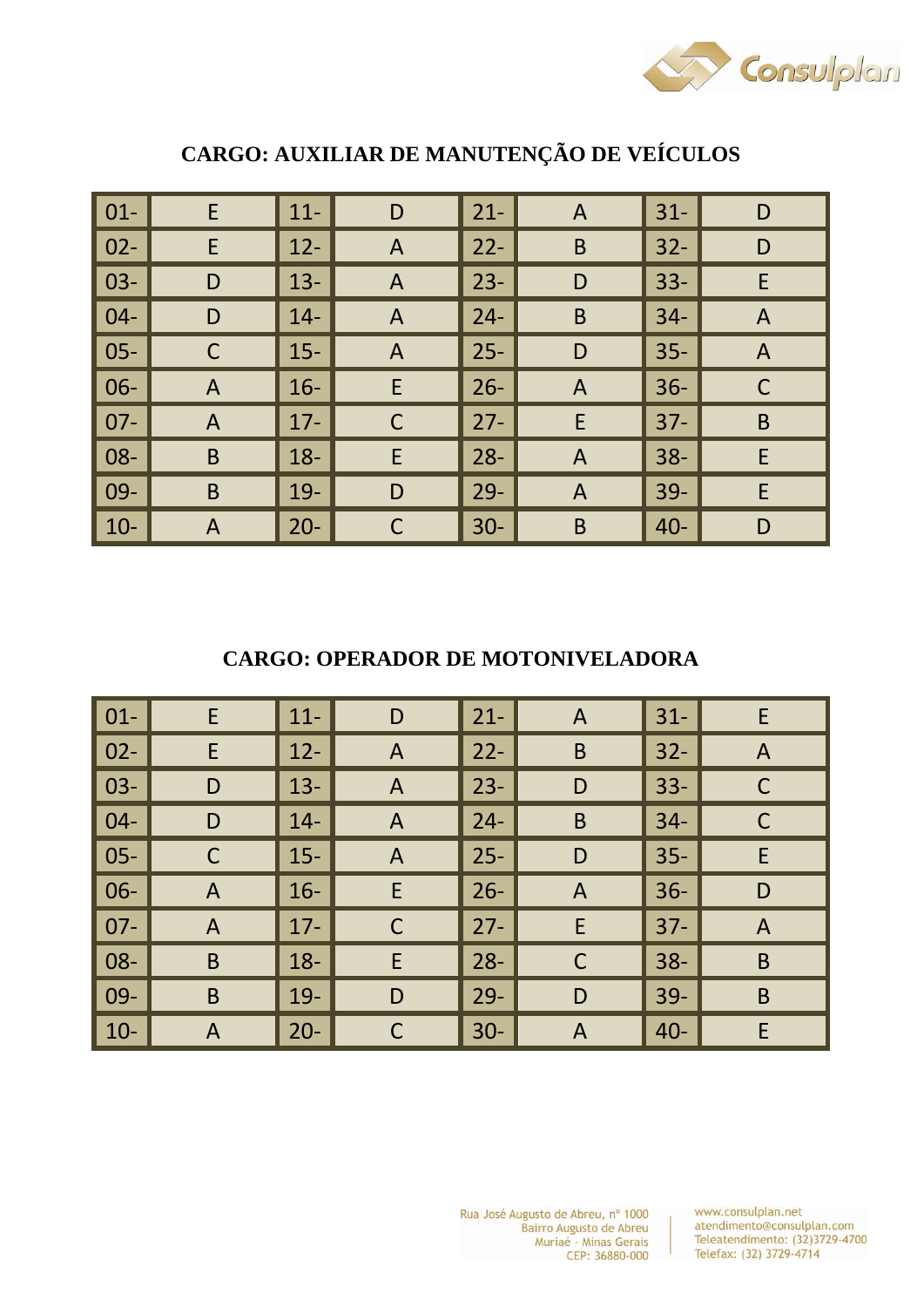## CARGO: AUXILIAR DE MANUTENÇÃO DE VEÍCULOS

| | | | | | | | |
|---|---|---|---|---|---|---|---|
| 01- | E | 11- | D | 21- | A | 31- | D |
| 02- | E | 12- | A | 22- | B | 32- | D |
| 03- | D | 13- | A | 23- | D | 33- | E |
| 04- | D | 14- | A | 24- | B | 34- | A |
| 05- | C | 15- | A | 25- | D | 35- | A |
| 06- | A | 16- | E | 26- | A | 36- | C |
| 07- | A | 17- | C | 27- | E | 37- | B |
| 08- | B | 18- | E | 28- | A | 38- | E |
| 09- | B | 19- | D | 29- | A | 39- | E |
| 10- | A | 20- | C | 30- | B | 40- | D |

## CARGO: OPERADOR DE MOTONIVELADORA

| | | | | | | | |
|---|---|---|---|---|---|---|---|
| 01- | E | 11- | D | 21- | A | 31- | E |
| 02- | E | 12- | A | 22- | B | 32- | A |
| 03- | D | 13- | A | 23- | D | 33- | C |
| 04- | D | 14- | A | 24- | B | 34- | C |
| 05- | C | 15- | A | 25- | D | 35- | E |
| 06- | A | 16- | E | 26- | A | 36- | D |
| 07- | A | 17- | C | 27- | E | 37- | A |
| 08- | B | 18- | E | 28- | C | 38- | B |
| 09- | B | 19- | D | 29- | D | 39- | B |
| 10- | A | 20- | C | 30- | A | 40- | E |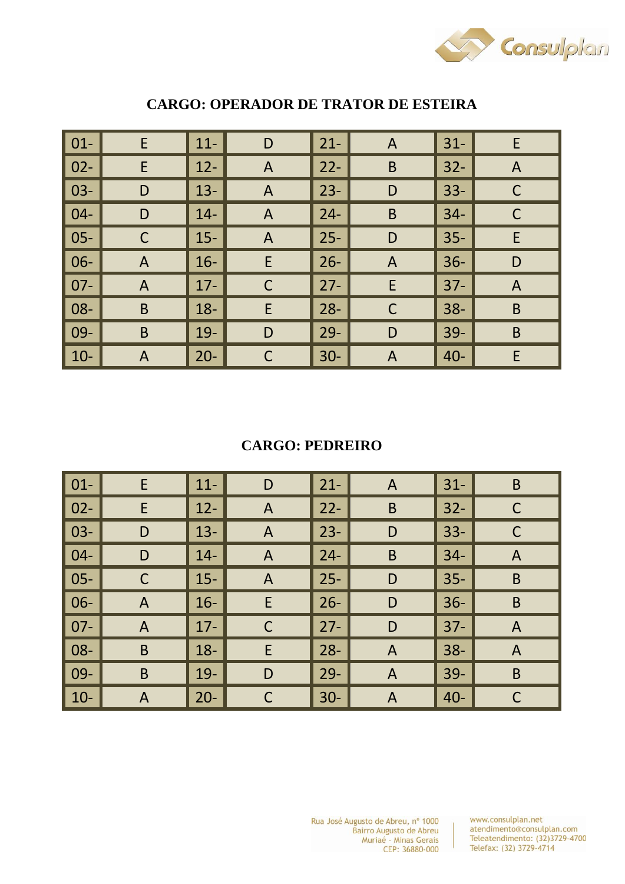## CARGO: OPERADOR DE TRATOR DE ESTEIRA

| | | | | | | | |
|---|---|---|---|---|---|---|---|
| 01- | E | 11- | D | 21- | A | 31- | E |
| 02- | E | 12- | A | 22- | B | 32- | A |
| 03- | D | 13- | A | 23- | D | 33- | C |
| 04- | D | 14- | A | 24- | B | 34- | C |
| 05- | C | 15- | A | 25- | D | 35- | E |
| 06- | A | 16- | E | 26- | A | 36- | D |
| 07- | A | 17- | C | 27- | E | 37- | A |
| 08- | B | 18- | E | 28- | C | 38- | B |
| 09- | B | 19- | D | 29- | D | 39- | B |
| 10- | A | 20- | C | 30- | A | 40- | E |

## CARGO: PEDREIRO

| | | | | | | | |
|---|---|---|---|---|---|---|---|
| 01- | E | 11- | D | 21- | A | 31- | B |
| 02- | E | 12- | A | 22- | B | 32- | C |
| 03- | D | 13- | A | 23- | D | 33- | C |
| 04- | D | 14- | A | 24- | B | 34- | A |
| 05- | C | 15- | A | 25- | D | 35- | B |
| 06- | A | 16- | E | 26- | D | 36- | B |
| 07- | A | 17- | C | 27- | D | 37- | A |
| 08- | B | 18- | E | 28- | A | 38- | A |
| 09- | B | 19- | D | 29- | A | 39- | B |
| 10- | A | 20- | C | 30- | A | 40- | C |